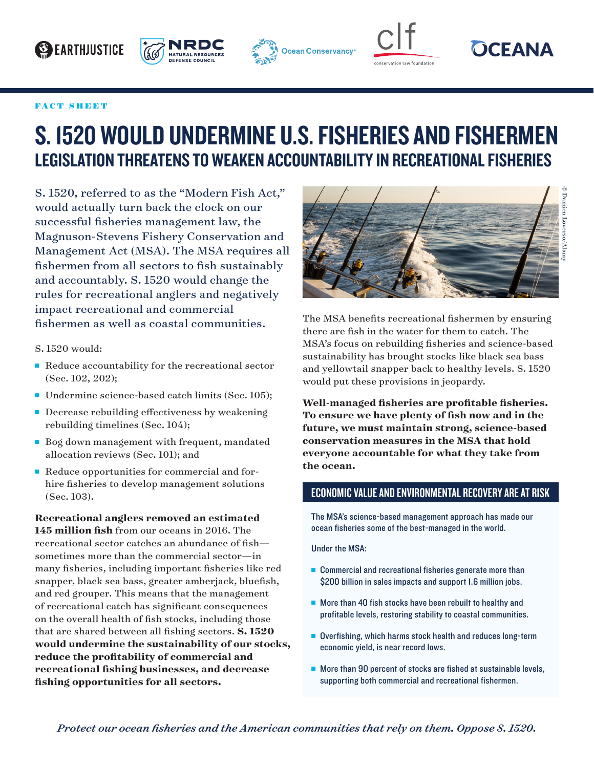FACT SHEET

# S. 1520 WOULD UNDERMINE U.S. FISHERIES AND FISHERMEN

## LEGISLATION THREATENS TO WEAKEN ACCOUNTABILITY IN RECREATIONAL FISHERIES

S. 1520, referred to as the "Modern Fish Act," would actually turn back the clock on our successful fisheries management law, the Magnuson-Stevens Fishery Conservation and Management Act (MSA). The MSA requires all fishermen from all sectors to fish sustainably and accountably. S. 1520 would change the rules for recreational anglers and negatively impact recreational and commercial fishermen as well as coastal communities.

S. 1520 would:

- Reduce accountability for the recreational sector (Sec. 102, 202);
- Undermine science-based catch limits (Sec. 105);
- Decrease rebuilding effectiveness by weakening rebuilding timelines (Sec. 104);
- Bog down management with frequent, mandated allocation reviews (Sec. 101); and
- Reduce opportunities for commercial and for-hire fisheries to develop management solutions (Sec. 103).

**Recreational anglers removed an estimated 145 million fish** from our oceans in 2016. The recreational sector catches an abundance of fish—sometimes more than the commercial sector—in many fisheries, including important fisheries like red snapper, black sea bass, greater amberjack, bluefish, and red grouper. This means that the management of recreational catch has significant consequences on the overall health of fish stocks, including those that are shared between all fishing sectors. **S. 1520 would undermine the sustainability of our stocks, reduce the profitability of commercial and recreational fishing businesses, and decrease fishing opportunities for all sectors.**

© Damien Loverso/Alamy

The MSA benefits recreational fishermen by ensuring there are fish in the water for them to catch. The MSA's focus on rebuilding fisheries and science-based sustainability has brought stocks like black sea bass and yellowtail snapper back to healthy levels. S. 1520 would put these provisions in jeopardy.

**Well-managed fisheries are profitable fisheries. To ensure we have plenty of fish now and in the future, we must maintain strong, science-based conservation measures in the MSA that hold everyone accountable for what they take from the ocean.**

## ECONOMIC VALUE AND ENVIRONMENTAL RECOVERY ARE AT RISK

The MSA's science-based management approach has made our ocean fisheries some of the best-managed in the world.

Under the MSA:

- Commercial and recreational fisheries generate more than $200 billion in sales impacts and support 1.6 million jobs.
- More than 40 fish stocks have been rebuilt to healthy and profitable levels, restoring stability to coastal communities.
- Overfishing, which harms stock health and reduces long-term economic yield, is near record lows.
- More than 90 percent of stocks are fished at sustainable levels, supporting both commercial and recreational fishermen.

*Protect our ocean fisheries and the American communities that rely on them. Oppose S. 1520.*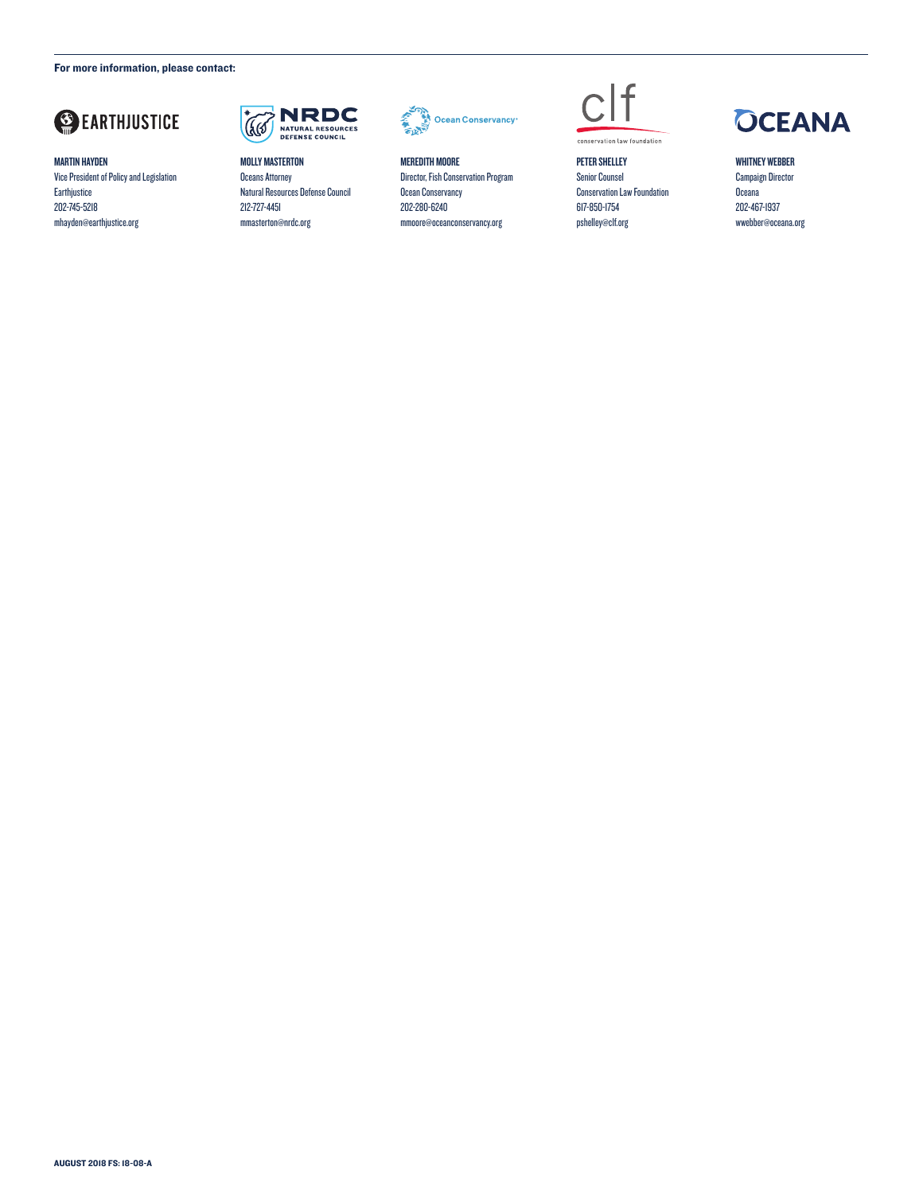**For more information, please contact:**

EARTHJUSTICE

**MARTIN HAYDEN**
Vice President of Policy and Legislation
Earthjustice
202-745-5218
mhayden@earthjustice.org

NRDC NATURAL RESOURCES DEFENSE COUNCIL

**MOLLY MASTERTON**
Oceans Attorney
Natural Resources Defense Council
212-727-4451
mmasterton@nrdc.org

Ocean Conservancy

**MEREDITH MOORE**
Director, Fish Conservation Program
Ocean Conservancy
202-280-6240
mmoore@oceanconservancy.org

clf conservation law foundation

**PETER SHELLEY**
Senior Counsel
Conservation Law Foundation
617-850-1754
pshelley@clf.org

OCEANA

**WHITNEY WEBBER**
Campaign Director
Oceana
202-467-1937
wwebber@oceana.org

**AUGUST 2018 FS: 18-08-A**